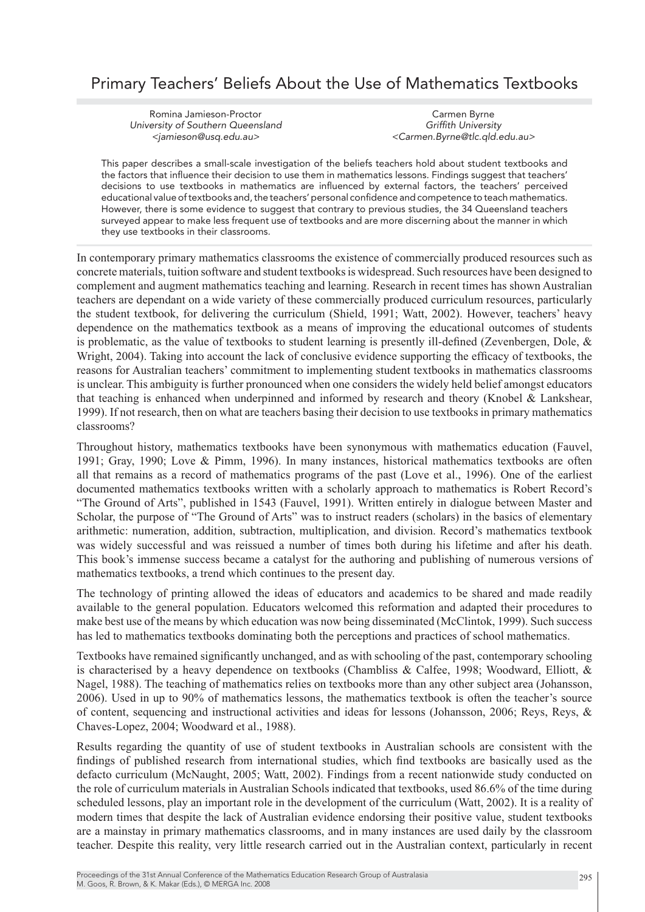# Primary Teachers' Beliefs About the Use of Mathematics Textbooks

Romina Jamieson-Proctor
*University of Southern Queensland*
*<jamieson@usq.edu.au>*

Carmen Byrne
*Griffith University*
*<Carmen.Byrne@tlc.qld.edu.au>*

This paper describes a small-scale investigation of the beliefs teachers hold about student textbooks and the factors that influence their decision to use them in mathematics lessons. Findings suggest that teachers' decisions to use textbooks in mathematics are influenced by external factors, the teachers' perceived educational value of textbooks and, the teachers' personal confidence and competence to teach mathematics. However, there is some evidence to suggest that contrary to previous studies, the 34 Queensland teachers surveyed appear to make less frequent use of textbooks and are more discerning about the manner in which they use textbooks in their classrooms.

In contemporary primary mathematics classrooms the existence of commercially produced resources such as concrete materials, tuition software and student textbooks is widespread. Such resources have been designed to complement and augment mathematics teaching and learning. Research in recent times has shown Australian teachers are dependant on a wide variety of these commercially produced curriculum resources, particularly the student textbook, for delivering the curriculum (Shield, 1991; Watt, 2002). However, teachers' heavy dependence on the mathematics textbook as a means of improving the educational outcomes of students is problematic, as the value of textbooks to student learning is presently ill-defined (Zevenbergen, Dole, & Wright, 2004). Taking into account the lack of conclusive evidence supporting the efficacy of textbooks, the reasons for Australian teachers' commitment to implementing student textbooks in mathematics classrooms is unclear. This ambiguity is further pronounced when one considers the widely held belief amongst educators that teaching is enhanced when underpinned and informed by research and theory (Knobel & Lankshear, 1999). If not research, then on what are teachers basing their decision to use textbooks in primary mathematics classrooms?

Throughout history, mathematics textbooks have been synonymous with mathematics education (Fauvel, 1991; Gray, 1990; Love & Pimm, 1996). In many instances, historical mathematics textbooks are often all that remains as a record of mathematics programs of the past (Love et al., 1996). One of the earliest documented mathematics textbooks written with a scholarly approach to mathematics is Robert Record's "The Ground of Arts", published in 1543 (Fauvel, 1991). Written entirely in dialogue between Master and Scholar, the purpose of "The Ground of Arts" was to instruct readers (scholars) in the basics of elementary arithmetic: numeration, addition, subtraction, multiplication, and division. Record's mathematics textbook was widely successful and was reissued a number of times both during his lifetime and after his death. This book's immense success became a catalyst for the authoring and publishing of numerous versions of mathematics textbooks, a trend which continues to the present day.

The technology of printing allowed the ideas of educators and academics to be shared and made readily available to the general population. Educators welcomed this reformation and adapted their procedures to make best use of the means by which education was now being disseminated (McClintok, 1999). Such success has led to mathematics textbooks dominating both the perceptions and practices of school mathematics.

Textbooks have remained significantly unchanged, and as with schooling of the past, contemporary schooling is characterised by a heavy dependence on textbooks (Chambliss & Calfee, 1998; Woodward, Elliott, & Nagel, 1988). The teaching of mathematics relies on textbooks more than any other subject area (Johansson, 2006). Used in up to 90% of mathematics lessons, the mathematics textbook is often the teacher's source of content, sequencing and instructional activities and ideas for lessons (Johansson, 2006; Reys, Reys, & Chaves-Lopez, 2004; Woodward et al., 1988).

Results regarding the quantity of use of student textbooks in Australian schools are consistent with the findings of published research from international studies, which find textbooks are basically used as the defacto curriculum (McNaught, 2005; Watt, 2002). Findings from a recent nationwide study conducted on the role of curriculum materials in Australian Schools indicated that textbooks, used 86.6% of the time during scheduled lessons, play an important role in the development of the curriculum (Watt, 2002). It is a reality of modern times that despite the lack of Australian evidence endorsing their positive value, student textbooks are a mainstay in primary mathematics classrooms, and in many instances are used daily by the classroom teacher. Despite this reality, very little research carried out in the Australian context, particularly in recent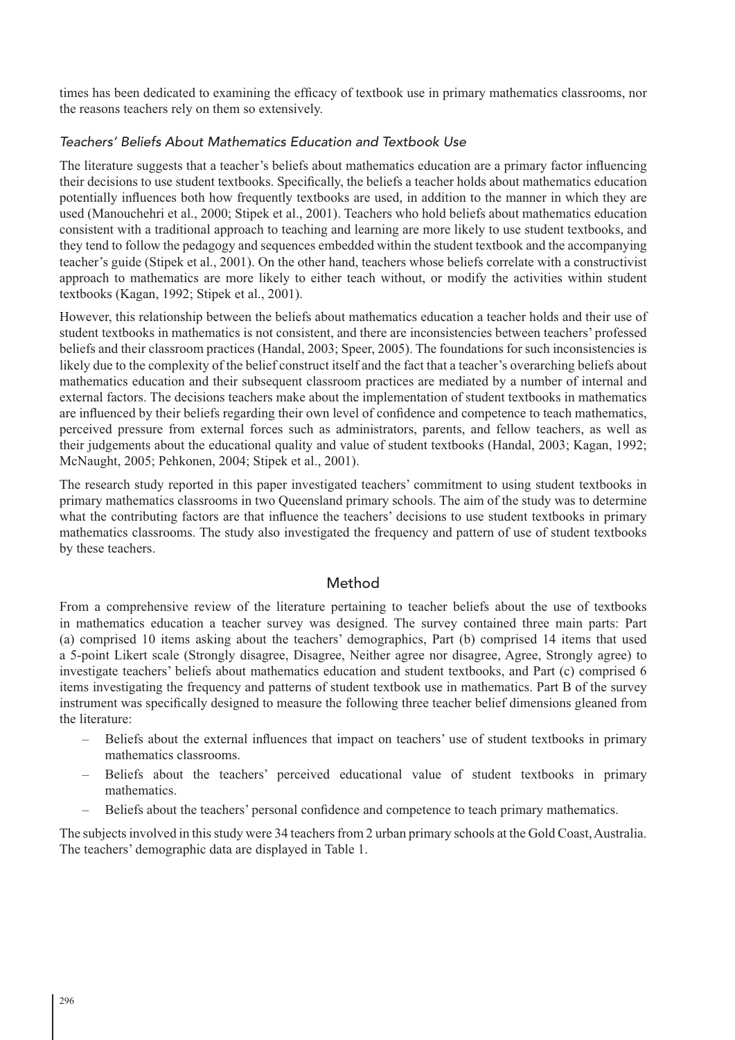times has been dedicated to examining the efficacy of textbook use in primary mathematics classrooms, nor the reasons teachers rely on them so extensively.

### *Teachers' Beliefs About Mathematics Education and Textbook Use*

The literature suggests that a teacher's beliefs about mathematics education are a primary factor influencing their decisions to use student textbooks. Specifically, the beliefs a teacher holds about mathematics education potentially influences both how frequently textbooks are used, in addition to the manner in which they are used (Manouchehri et al., 2000; Stipek et al., 2001). Teachers who hold beliefs about mathematics education consistent with a traditional approach to teaching and learning are more likely to use student textbooks, and they tend to follow the pedagogy and sequences embedded within the student textbook and the accompanying teacher's guide (Stipek et al., 2001). On the other hand, teachers whose beliefs correlate with a constructivist approach to mathematics are more likely to either teach without, or modify the activities within student textbooks (Kagan, 1992; Stipek et al., 2001).

However, this relationship between the beliefs about mathematics education a teacher holds and their use of student textbooks in mathematics is not consistent, and there are inconsistencies between teachers' professed beliefs and their classroom practices (Handal, 2003; Speer, 2005). The foundations for such inconsistencies is likely due to the complexity of the belief construct itself and the fact that a teacher's overarching beliefs about mathematics education and their subsequent classroom practices are mediated by a number of internal and external factors. The decisions teachers make about the implementation of student textbooks in mathematics are influenced by their beliefs regarding their own level of confidence and competence to teach mathematics, perceived pressure from external forces such as administrators, parents, and fellow teachers, as well as their judgements about the educational quality and value of student textbooks (Handal, 2003; Kagan, 1992; McNaught, 2005; Pehkonen, 2004; Stipek et al., 2001).

The research study reported in this paper investigated teachers' commitment to using student textbooks in primary mathematics classrooms in two Queensland primary schools. The aim of the study was to determine what the contributing factors are that influence the teachers' decisions to use student textbooks in primary mathematics classrooms. The study also investigated the frequency and pattern of use of student textbooks by these teachers.

## Method

From a comprehensive review of the literature pertaining to teacher beliefs about the use of textbooks in mathematics education a teacher survey was designed. The survey contained three main parts: Part (a) comprised 10 items asking about the teachers' demographics, Part (b) comprised 14 items that used a 5-point Likert scale (Strongly disagree, Disagree, Neither agree nor disagree, Agree, Strongly agree) to investigate teachers' beliefs about mathematics education and student textbooks, and Part (c) comprised 6 items investigating the frequency and patterns of student textbook use in mathematics. Part B of the survey instrument was specifically designed to measure the following three teacher belief dimensions gleaned from the literature:

- Beliefs about the external influences that impact on teachers' use of student textbooks in primary mathematics classrooms.
- Beliefs about the teachers' perceived educational value of student textbooks in primary mathematics.
- Beliefs about the teachers' personal confidence and competence to teach primary mathematics.

The subjects involved in this study were 34 teachers from 2 urban primary schools at the Gold Coast, Australia. The teachers' demographic data are displayed in Table 1.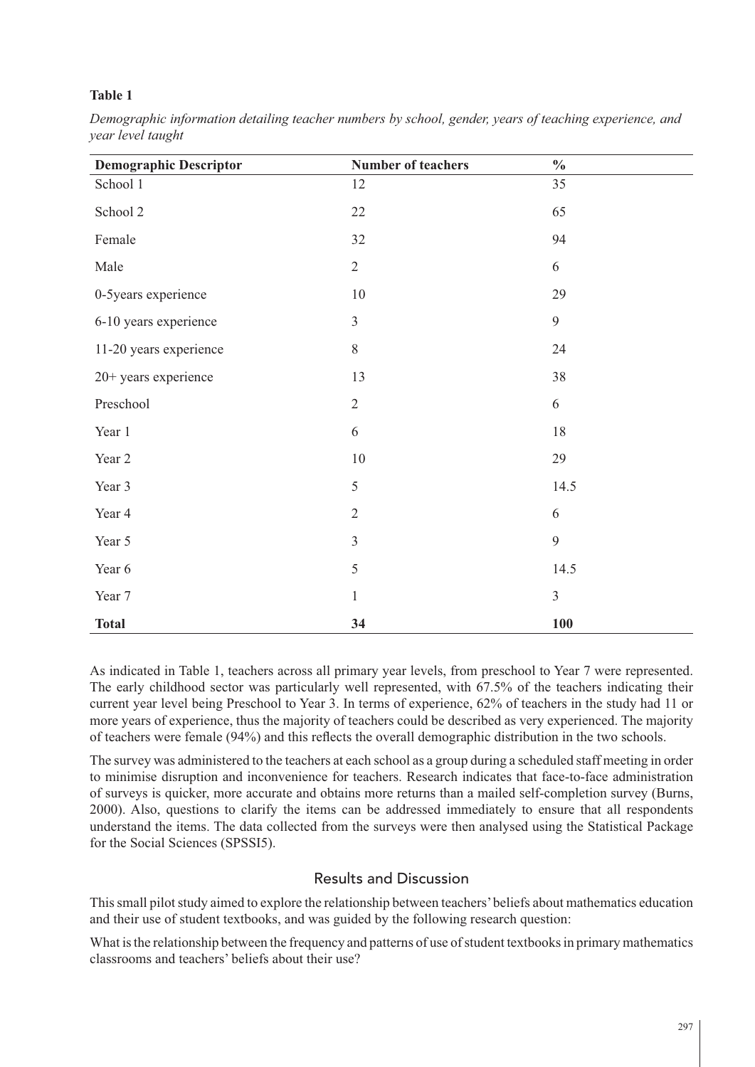**Table 1**

*Demographic information detailing teacher numbers by school, gender, years of teaching experience, and year level taught*

| Demographic Descriptor | Number of teachers | % |
|---|---|---|
| School 1 | 12 | 35 |
| School 2 | 22 | 65 |
| Female | 32 | 94 |
| Male | 2 | 6 |
| 0-5years experience | 10 | 29 |
| 6-10 years experience | 3 | 9 |
| 11-20 years experience | 8 | 24 |
| 20+ years experience | 13 | 38 |
| Preschool | 2 | 6 |
| Year 1 | 6 | 18 |
| Year 2 | 10 | 29 |
| Year 3 | 5 | 14.5 |
| Year 4 | 2 | 6 |
| Year 5 | 3 | 9 |
| Year 6 | 5 | 14.5 |
| Year 7 | 1 | 3 |
| **Total** | **34** | **100** |

As indicated in Table 1, teachers across all primary year levels, from preschool to Year 7 were represented. The early childhood sector was particularly well represented, with 67.5% of the teachers indicating their current year level being Preschool to Year 3. In terms of experience, 62% of teachers in the study had 11 or more years of experience, thus the majority of teachers could be described as very experienced. The majority of teachers were female (94%) and this reflects the overall demographic distribution in the two schools.

The survey was administered to the teachers at each school as a group during a scheduled staff meeting in order to minimise disruption and inconvenience for teachers. Research indicates that face-to-face administration of surveys is quicker, more accurate and obtains more returns than a mailed self-completion survey (Burns, 2000). Also, questions to clarify the items can be addressed immediately to ensure that all respondents understand the items. The data collected from the surveys were then analysed using the Statistical Package for the Social Sciences (SPSSI5).

## Results and Discussion

This small pilot study aimed to explore the relationship between teachers' beliefs about mathematics education and their use of student textbooks, and was guided by the following research question:

What is the relationship between the frequency and patterns of use of student textbooks in primary mathematics classrooms and teachers' beliefs about their use?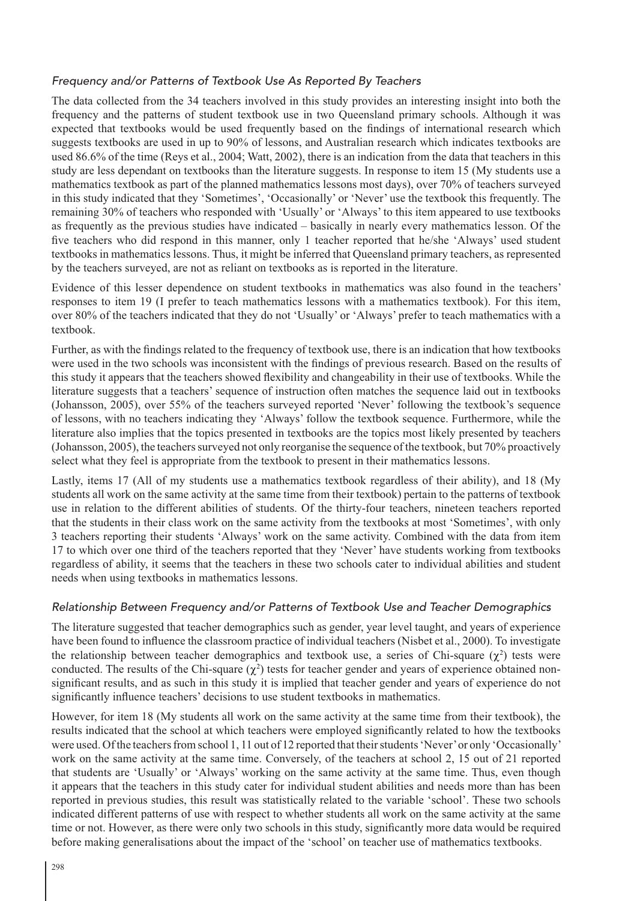### *Frequency and/or Patterns of Textbook Use As Reported By Teachers*

The data collected from the 34 teachers involved in this study provides an interesting insight into both the frequency and the patterns of student textbook use in two Queensland primary schools. Although it was expected that textbooks would be used frequently based on the findings of international research which suggests textbooks are used in up to 90% of lessons, and Australian research which indicates textbooks are used 86.6% of the time (Reys et al., 2004; Watt, 2002), there is an indication from the data that teachers in this study are less dependant on textbooks than the literature suggests. In response to item 15 (My students use a mathematics textbook as part of the planned mathematics lessons most days), over 70% of teachers surveyed in this study indicated that they 'Sometimes', 'Occasionally' or 'Never' use the textbook this frequently. The remaining 30% of teachers who responded with 'Usually' or 'Always' to this item appeared to use textbooks as frequently as the previous studies have indicated – basically in nearly every mathematics lesson. Of the five teachers who did respond in this manner, only 1 teacher reported that he/she 'Always' used student textbooks in mathematics lessons. Thus, it might be inferred that Queensland primary teachers, as represented by the teachers surveyed, are not as reliant on textbooks as is reported in the literature.

Evidence of this lesser dependence on student textbooks in mathematics was also found in the teachers' responses to item 19 (I prefer to teach mathematics lessons with a mathematics textbook). For this item, over 80% of the teachers indicated that they do not 'Usually' or 'Always' prefer to teach mathematics with a textbook.

Further, as with the findings related to the frequency of textbook use, there is an indication that how textbooks were used in the two schools was inconsistent with the findings of previous research. Based on the results of this study it appears that the teachers showed flexibility and changeability in their use of textbooks. While the literature suggests that a teachers' sequence of instruction often matches the sequence laid out in textbooks (Johansson, 2005), over 55% of the teachers surveyed reported 'Never' following the textbook's sequence of lessons, with no teachers indicating they 'Always' follow the textbook sequence. Furthermore, while the literature also implies that the topics presented in textbooks are the topics most likely presented by teachers (Johansson, 2005), the teachers surveyed not only reorganise the sequence of the textbook, but 70% proactively select what they feel is appropriate from the textbook to present in their mathematics lessons.

Lastly, items 17 (All of my students use a mathematics textbook regardless of their ability), and 18 (My students all work on the same activity at the same time from their textbook) pertain to the patterns of textbook use in relation to the different abilities of students. Of the thirty-four teachers, nineteen teachers reported that the students in their class work on the same activity from the textbooks at most 'Sometimes', with only 3 teachers reporting their students 'Always' work on the same activity. Combined with the data from item 17 to which over one third of the teachers reported that they 'Never' have students working from textbooks regardless of ability, it seems that the teachers in these two schools cater to individual abilities and student needs when using textbooks in mathematics lessons.

### *Relationship Between Frequency and/or Patterns of Textbook Use and Teacher Demographics*

The literature suggested that teacher demographics such as gender, year level taught, and years of experience have been found to influence the classroom practice of individual teachers (Nisbet et al., 2000). To investigate the relationship between teacher demographics and textbook use, a series of Chi-square ($\chi^2$) tests were conducted. The results of the Chi-square ($\chi^2$) tests for teacher gender and years of experience obtained non-significant results, and as such in this study it is implied that teacher gender and years of experience do not significantly influence teachers' decisions to use student textbooks in mathematics.

However, for item 18 (My students all work on the same activity at the same time from their textbook), the results indicated that the school at which teachers were employed significantly related to how the textbooks were used. Of the teachers from school 1, 11 out of 12 reported that their students 'Never' or only 'Occasionally' work on the same activity at the same time. Conversely, of the teachers at school 2, 15 out of 21 reported that students are 'Usually' or 'Always' working on the same activity at the same time. Thus, even though it appears that the teachers in this study cater for individual student abilities and needs more than has been reported in previous studies, this result was statistically related to the variable 'school'. These two schools indicated different patterns of use with respect to whether students all work on the same activity at the same time or not. However, as there were only two schools in this study, significantly more data would be required before making generalisations about the impact of the 'school' on teacher use of mathematics textbooks.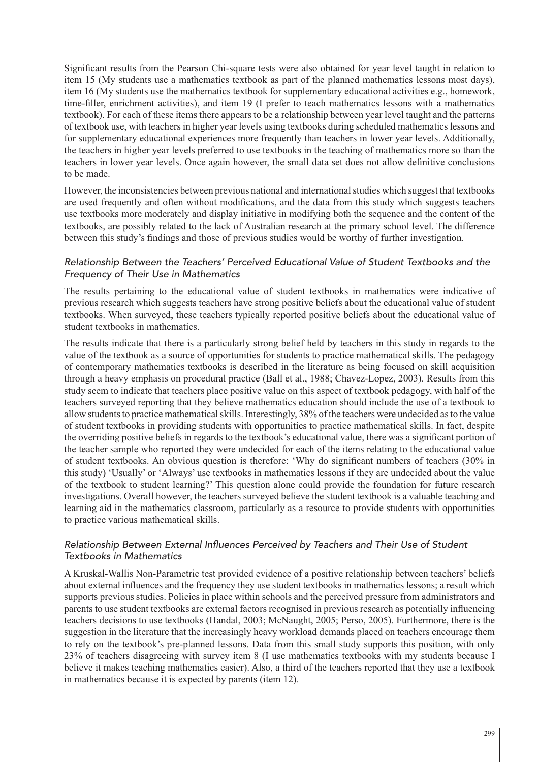Significant results from the Pearson Chi-square tests were also obtained for year level taught in relation to item 15 (My students use a mathematics textbook as part of the planned mathematics lessons most days), item 16 (My students use the mathematics textbook for supplementary educational activities e.g., homework, time-filler, enrichment activities), and item 19 (I prefer to teach mathematics lessons with a mathematics textbook). For each of these items there appears to be a relationship between year level taught and the patterns of textbook use, with teachers in higher year levels using textbooks during scheduled mathematics lessons and for supplementary educational experiences more frequently than teachers in lower year levels. Additionally, the teachers in higher year levels preferred to use textbooks in the teaching of mathematics more so than the teachers in lower year levels. Once again however, the small data set does not allow definitive conclusions to be made.

However, the inconsistencies between previous national and international studies which suggest that textbooks are used frequently and often without modifications, and the data from this study which suggests teachers use textbooks more moderately and display initiative in modifying both the sequence and the content of the textbooks, are possibly related to the lack of Australian research at the primary school level. The difference between this study's findings and those of previous studies would be worthy of further investigation.

### *Relationship Between the Teachers' Perceived Educational Value of Student Textbooks and the Frequency of Their Use in Mathematics*

The results pertaining to the educational value of student textbooks in mathematics were indicative of previous research which suggests teachers have strong positive beliefs about the educational value of student textbooks. When surveyed, these teachers typically reported positive beliefs about the educational value of student textbooks in mathematics.

The results indicate that there is a particularly strong belief held by teachers in this study in regards to the value of the textbook as a source of opportunities for students to practice mathematical skills. The pedagogy of contemporary mathematics textbooks is described in the literature as being focused on skill acquisition through a heavy emphasis on procedural practice (Ball et al., 1988; Chavez-Lopez, 2003). Results from this study seem to indicate that teachers place positive value on this aspect of textbook pedagogy, with half of the teachers surveyed reporting that they believe mathematics education should include the use of a textbook to allow students to practice mathematical skills. Interestingly, 38% of the teachers were undecided as to the value of student textbooks in providing students with opportunities to practice mathematical skills. In fact, despite the overriding positive beliefs in regards to the textbook's educational value, there was a significant portion of the teacher sample who reported they were undecided for each of the items relating to the educational value of student textbooks. An obvious question is therefore: 'Why do significant numbers of teachers (30% in this study) 'Usually' or 'Always' use textbooks in mathematics lessons if they are undecided about the value of the textbook to student learning?' This question alone could provide the foundation for future research investigations. Overall however, the teachers surveyed believe the student textbook is a valuable teaching and learning aid in the mathematics classroom, particularly as a resource to provide students with opportunities to practice various mathematical skills.

### *Relationship Between External Influences Perceived by Teachers and Their Use of Student Textbooks in Mathematics*

A Kruskal-Wallis Non-Parametric test provided evidence of a positive relationship between teachers' beliefs about external influences and the frequency they use student textbooks in mathematics lessons; a result which supports previous studies. Policies in place within schools and the perceived pressure from administrators and parents to use student textbooks are external factors recognised in previous research as potentially influencing teachers decisions to use textbooks (Handal, 2003; McNaught, 2005; Perso, 2005). Furthermore, there is the suggestion in the literature that the increasingly heavy workload demands placed on teachers encourage them to rely on the textbook's pre-planned lessons. Data from this small study supports this position, with only 23% of teachers disagreeing with survey item 8 (I use mathematics textbooks with my students because I believe it makes teaching mathematics easier). Also, a third of the teachers reported that they use a textbook in mathematics because it is expected by parents (item 12).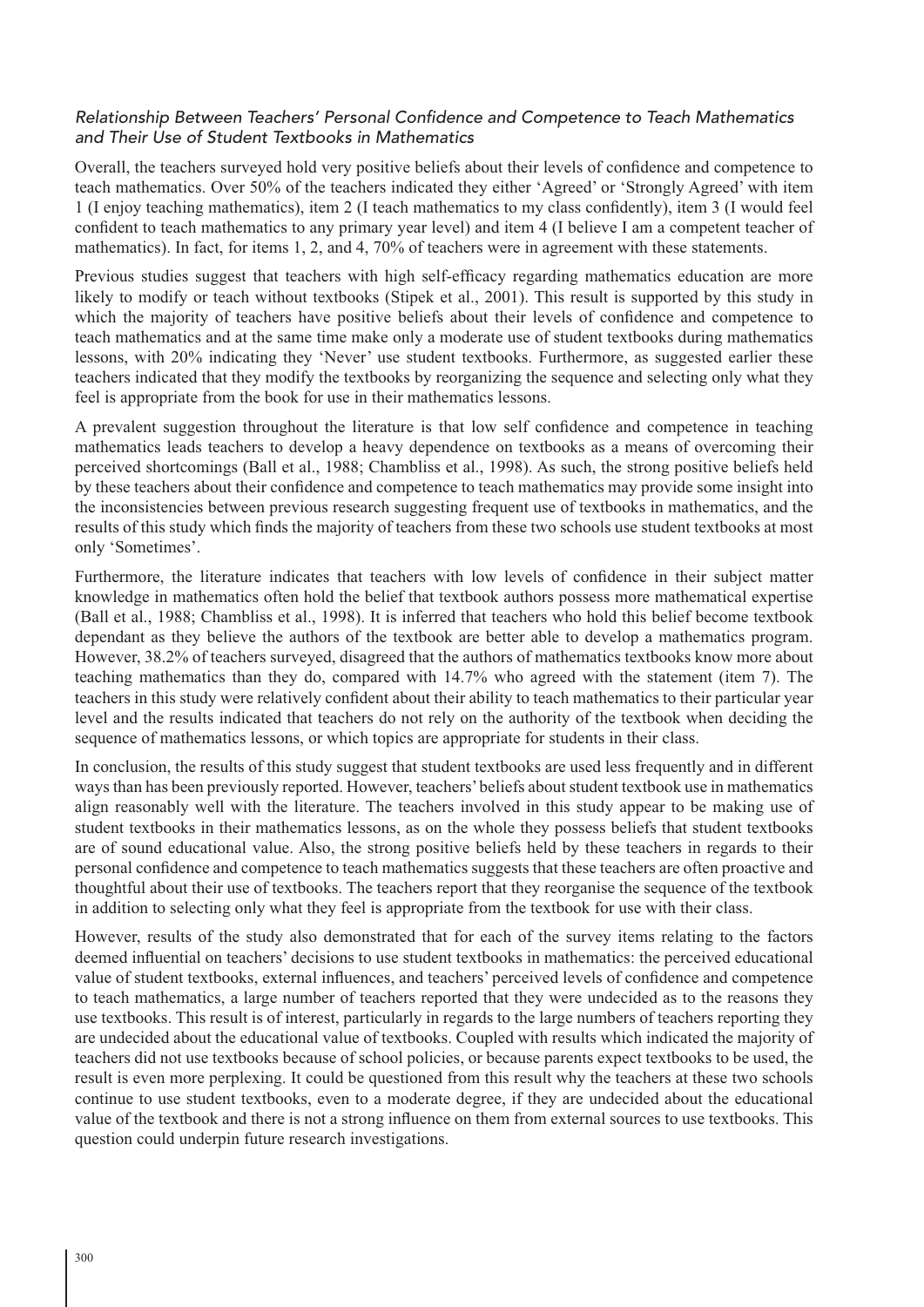### *Relationship Between Teachers' Personal Confidence and Competence to Teach Mathematics and Their Use of Student Textbooks in Mathematics*

Overall, the teachers surveyed hold very positive beliefs about their levels of confidence and competence to teach mathematics. Over 50% of the teachers indicated they either 'Agreed' or 'Strongly Agreed' with item 1 (I enjoy teaching mathematics), item 2 (I teach mathematics to my class confidently), item 3 (I would feel confident to teach mathematics to any primary year level) and item 4 (I believe I am a competent teacher of mathematics). In fact, for items 1, 2, and 4, 70% of teachers were in agreement with these statements.

Previous studies suggest that teachers with high self-efficacy regarding mathematics education are more likely to modify or teach without textbooks (Stipek et al., 2001). This result is supported by this study in which the majority of teachers have positive beliefs about their levels of confidence and competence to teach mathematics and at the same time make only a moderate use of student textbooks during mathematics lessons, with 20% indicating they 'Never' use student textbooks. Furthermore, as suggested earlier these teachers indicated that they modify the textbooks by reorganizing the sequence and selecting only what they feel is appropriate from the book for use in their mathematics lessons.

A prevalent suggestion throughout the literature is that low self confidence and competence in teaching mathematics leads teachers to develop a heavy dependence on textbooks as a means of overcoming their perceived shortcomings (Ball et al., 1988; Chambliss et al., 1998). As such, the strong positive beliefs held by these teachers about their confidence and competence to teach mathematics may provide some insight into the inconsistencies between previous research suggesting frequent use of textbooks in mathematics, and the results of this study which finds the majority of teachers from these two schools use student textbooks at most only 'Sometimes'.

Furthermore, the literature indicates that teachers with low levels of confidence in their subject matter knowledge in mathematics often hold the belief that textbook authors possess more mathematical expertise (Ball et al., 1988; Chambliss et al., 1998). It is inferred that teachers who hold this belief become textbook dependant as they believe the authors of the textbook are better able to develop a mathematics program. However, 38.2% of teachers surveyed, disagreed that the authors of mathematics textbooks know more about teaching mathematics than they do, compared with 14.7% who agreed with the statement (item 7). The teachers in this study were relatively confident about their ability to teach mathematics to their particular year level and the results indicated that teachers do not rely on the authority of the textbook when deciding the sequence of mathematics lessons, or which topics are appropriate for students in their class.

In conclusion, the results of this study suggest that student textbooks are used less frequently and in different ways than has been previously reported. However, teachers' beliefs about student textbook use in mathematics align reasonably well with the literature. The teachers involved in this study appear to be making use of student textbooks in their mathematics lessons, as on the whole they possess beliefs that student textbooks are of sound educational value. Also, the strong positive beliefs held by these teachers in regards to their personal confidence and competence to teach mathematics suggests that these teachers are often proactive and thoughtful about their use of textbooks. The teachers report that they reorganise the sequence of the textbook in addition to selecting only what they feel is appropriate from the textbook for use with their class.

However, results of the study also demonstrated that for each of the survey items relating to the factors deemed influential on teachers' decisions to use student textbooks in mathematics: the perceived educational value of student textbooks, external influences, and teachers' perceived levels of confidence and competence to teach mathematics, a large number of teachers reported that they were undecided as to the reasons they use textbooks. This result is of interest, particularly in regards to the large numbers of teachers reporting they are undecided about the educational value of textbooks. Coupled with results which indicated the majority of teachers did not use textbooks because of school policies, or because parents expect textbooks to be used, the result is even more perplexing. It could be questioned from this result why the teachers at these two schools continue to use student textbooks, even to a moderate degree, if they are undecided about the educational value of the textbook and there is not a strong influence on them from external sources to use textbooks. This question could underpin future research investigations.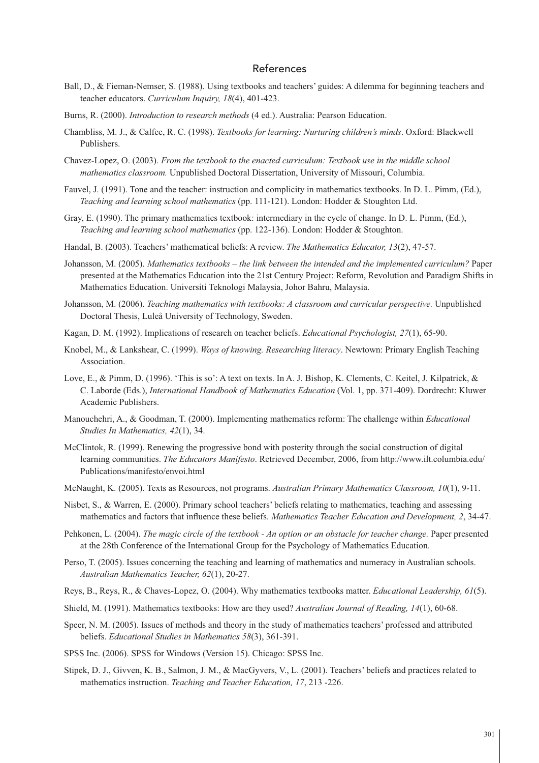## References

Ball, D., & Fieman-Nemser, S. (1988). Using textbooks and teachers' guides: A dilemma for beginning teachers and teacher educators. *Curriculum Inquiry, 18*(4), 401-423.

Burns, R. (2000). *Introduction to research methods* (4 ed.). Australia: Pearson Education.

Chambliss, M. J., & Calfee, R. C. (1998). *Textbooks for learning: Nurturing children's minds*. Oxford: Blackwell Publishers.

Chavez-Lopez, O. (2003). *From the textbook to the enacted curriculum: Textbook use in the middle school mathematics classroom.* Unpublished Doctoral Dissertation, University of Missouri, Columbia.

Fauvel, J. (1991). Tone and the teacher: instruction and complicity in mathematics textbooks. In D. L. Pimm, (Ed.), *Teaching and learning school mathematics* (pp. 111-121). London: Hodder & Stoughton Ltd.

Gray, E. (1990). The primary mathematics textbook: intermediary in the cycle of change. In D. L. Pimm, (Ed.), *Teaching and learning school mathematics* (pp. 122-136). London: Hodder & Stoughton.

Handal, B. (2003). Teachers' mathematical beliefs: A review. *The Mathematics Educator, 13*(2), 47-57.

Johansson, M. (2005). *Mathematics textbooks – the link between the intended and the implemented curriculum?* Paper presented at the Mathematics Education into the 21st Century Project: Reform, Revolution and Paradigm Shifts in Mathematics Education. Universiti Teknologi Malaysia, Johor Bahru, Malaysia.

Johansson, M. (2006). *Teaching mathematics with textbooks: A classroom and curricular perspective.* Unpublished Doctoral Thesis, Luleå University of Technology, Sweden.

Kagan, D. M. (1992). Implications of research on teacher beliefs. *Educational Psychologist, 27*(1), 65-90.

Knobel, M., & Lankshear, C. (1999). *Ways of knowing. Researching literacy*. Newtown: Primary English Teaching Association.

Love, E., & Pimm, D. (1996). 'This is so': A text on texts. In A. J. Bishop, K. Clements, C. Keitel, J. Kilpatrick, & C. Laborde (Eds.), *International Handbook of Mathematics Education* (Vol. 1, pp. 371-409). Dordrecht: Kluwer Academic Publishers.

Manouchehri, A., & Goodman, T. (2000). Implementing mathematics reform: The challenge within *Educational Studies In Mathematics, 42*(1), 34.

McClintok, R. (1999). Renewing the progressive bond with posterity through the social construction of digital learning communities. *The Educators Manifesto*. Retrieved December, 2006, from http://www.ilt.columbia.edu/Publications/manifesto/envoi.html

McNaught, K. (2005). Texts as Resources, not programs. *Australian Primary Mathematics Classroom, 10*(1), 9-11.

Nisbet, S., & Warren, E. (2000). Primary school teachers' beliefs relating to mathematics, teaching and assessing mathematics and factors that influence these beliefs. *Mathematics Teacher Education and Development, 2*, 34-47.

Pehkonen, L. (2004). *The magic circle of the textbook - An option or an obstacle for teacher change.* Paper presented at the 28th Conference of the International Group for the Psychology of Mathematics Education.

Perso, T. (2005). Issues concerning the teaching and learning of mathematics and numeracy in Australian schools. *Australian Mathematics Teacher, 62*(1), 20-27.

Reys, B., Reys, R., & Chaves-Lopez, O. (2004). Why mathematics textbooks matter. *Educational Leadership, 61*(5).

Shield, M. (1991). Mathematics textbooks: How are they used? *Australian Journal of Reading, 14*(1), 60-68.

Speer, N. M. (2005). Issues of methods and theory in the study of mathematics teachers' professed and attributed beliefs. *Educational Studies in Mathematics 58*(3), 361-391.

SPSS Inc. (2006). SPSS for Windows (Version 15). Chicago: SPSS Inc.

Stipek, D. J., Givven, K. B., Salmon, J. M., & MacGyvers, V., L. (2001). Teachers' beliefs and practices related to mathematics instruction. *Teaching and Teacher Education, 17*, 213 -226.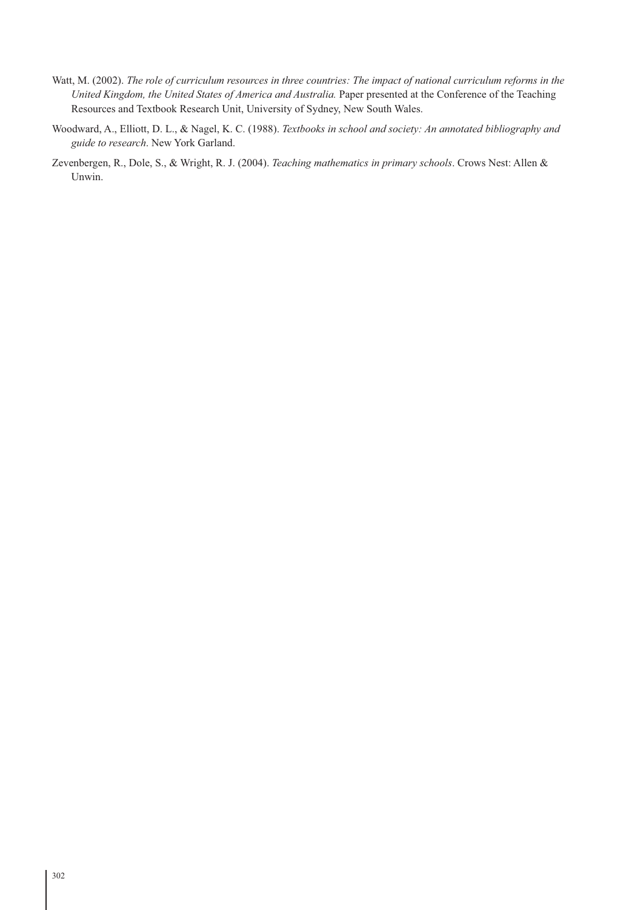Watt, M. (2002). *The role of curriculum resources in three countries: The impact of national curriculum reforms in the United Kingdom, the United States of America and Australia.* Paper presented at the Conference of the Teaching Resources and Textbook Research Unit, University of Sydney, New South Wales.

Woodward, A., Elliott, D. L., & Nagel, K. C. (1988). *Textbooks in school and society: An annotated bibliography and guide to research*. New York Garland.

Zevenbergen, R., Dole, S., & Wright, R. J. (2004). *Teaching mathematics in primary schools*. Crows Nest: Allen & Unwin.